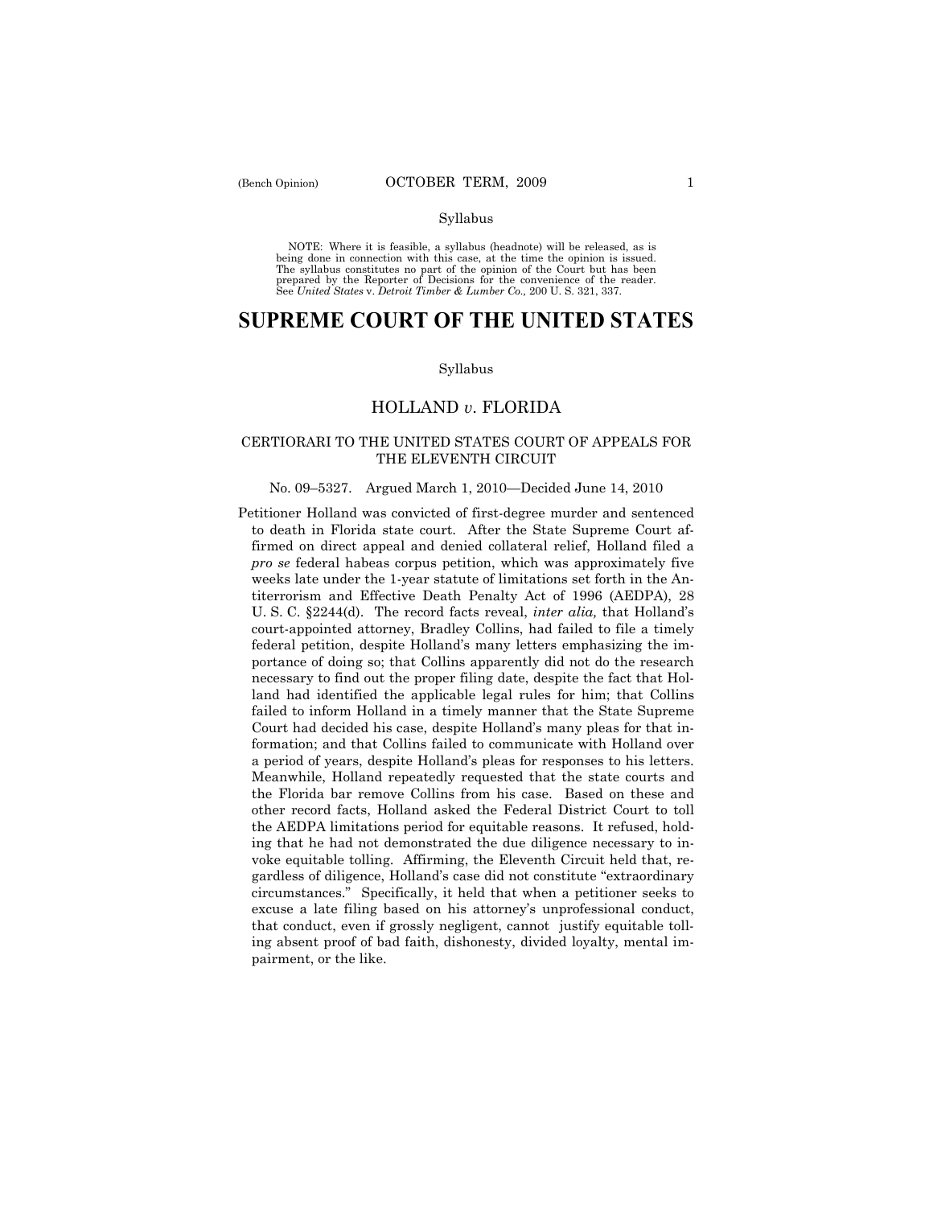Syllabus

NOTE: Where it is feasible, a syllabus (headnote) will be released, as is being done in connection with this case, at the time the opinion is issued. The syllabus constitutes no part of the opinion of the Court but has been prepared by the Reporter of Decisions for the convenience of the reader. See *United States* v. *Detroit Timber & Lumber Co.,* 200 U. S. 321, 337.

# SUPREME COURT OF THE UNITED STATES

Syllabus

## HOLLAND *v.* FLORIDA

### CERTIORARI TO THE UNITED STATES COURT OF APPEALS FOR THE ELEVENTH CIRCUIT

No. 09–5327. Argued March 1, 2010—Decided June 14, 2010

Petitioner Holland was convicted of first-degree murder and sentenced to death in Florida state court. After the State Supreme Court affirmed on direct appeal and denied collateral relief, Holland filed a *pro se* federal habeas corpus petition, which was approximately five weeks late under the 1-year statute of limitations set forth in the Antiterrorism and Effective Death Penalty Act of 1996 (AEDPA), 28 U. S. C. §2244(d). The record facts reveal, *inter alia,* that Holland's court-appointed attorney, Bradley Collins, had failed to file a timely federal petition, despite Holland's many letters emphasizing the importance of doing so; that Collins apparently did not do the research necessary to find out the proper filing date, despite the fact that Holland had identified the applicable legal rules for him; that Collins failed to inform Holland in a timely manner that the State Supreme Court had decided his case, despite Holland's many pleas for that information; and that Collins failed to communicate with Holland over a period of years, despite Holland's pleas for responses to his letters. Meanwhile, Holland repeatedly requested that the state courts and the Florida bar remove Collins from his case. Based on these and other record facts, Holland asked the Federal District Court to toll the AEDPA limitations period for equitable reasons. It refused, holding that he had not demonstrated the due diligence necessary to invoke equitable tolling. Affirming, the Eleventh Circuit held that, regardless of diligence, Holland's case did not constitute "extraordinary circumstances." Specifically, it held that when a petitioner seeks to excuse a late filing based on his attorney's unprofessional conduct, that conduct, even if grossly negligent, cannot justify equitable tolling absent proof of bad faith, dishonesty, divided loyalty, mental impairment, or the like.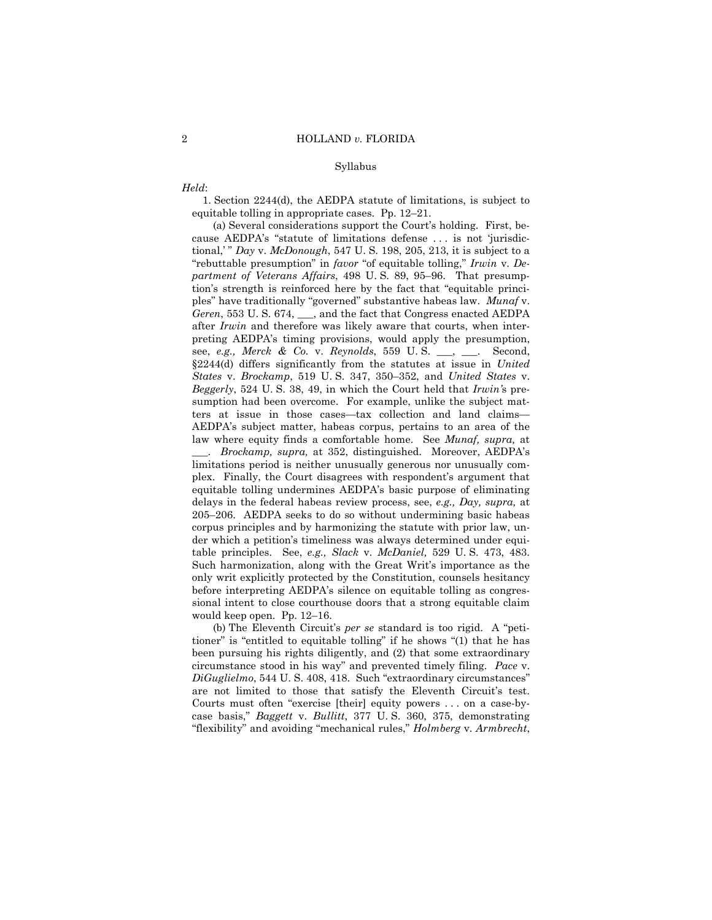Syllabus

*Held*:

1. Section 2244(d), the AEDPA statute of limitations, is subject to equitable tolling in appropriate cases. Pp. 12–21.

(a) Several considerations support the Court's holding. First, because AEDPA's "statute of limitations defense . . . is not 'jurisdictional,' " *Day* v. *McDonough*, 547 U. S. 198, 205, 213, it is subject to a "rebuttable presumption" in *favor* "of equitable tolling," *Irwin* v. *Department of Veterans Affairs*, 498 U. S. 89, 95–96. That presumption's strength is reinforced here by the fact that "equitable principles" have traditionally "governed" substantive habeas law. *Munaf* v. *Geren*, 553 U. S. 674, ___, and the fact that Congress enacted AEDPA after *Irwin* and therefore was likely aware that courts, when interpreting AEDPA's timing provisions, would apply the presumption, see, *e.g., Merck & Co.* v. *Reynolds*, 559 U. S. ___, ___. Second, §2244(d) differs significantly from the statutes at issue in *United States* v. *Brockamp*, 519 U. S. 347, 350–352, and *United States* v. *Beggerly*, 524 U. S. 38, 49, in which the Court held that *Irwin's* presumption had been overcome. For example, unlike the subject matters at issue in those cases—tax collection and land claims—AEDPA's subject matter, habeas corpus, pertains to an area of the law where equity finds a comfortable home. See *Munaf, supra,* at ___. *Brockamp, supra,* at 352, distinguished. Moreover, AEDPA's limitations period is neither unusually generous nor unusually complex. Finally, the Court disagrees with respondent's argument that equitable tolling undermines AEDPA's basic purpose of eliminating delays in the federal habeas review process, see, *e.g., Day, supra,* at 205–206. AEDPA seeks to do so without undermining basic habeas corpus principles and by harmonizing the statute with prior law, under which a petition's timeliness was always determined under equitable principles. See, *e.g., Slack* v. *McDaniel,* 529 U. S. 473, 483. Such harmonization, along with the Great Writ's importance as the only writ explicitly protected by the Constitution, counsels hesitancy before interpreting AEDPA's silence on equitable tolling as congressional intent to close courthouse doors that a strong equitable claim would keep open. Pp. 12–16.

(b) The Eleventh Circuit's *per se* standard is too rigid. A "petitioner" is "entitled to equitable tolling" if he shows "(1) that he has been pursuing his rights diligently, and (2) that some extraordinary circumstance stood in his way" and prevented timely filing. *Pace* v. *DiGuglielmo*, 544 U. S. 408, 418. Such "extraordinary circumstances" are not limited to those that satisfy the Eleventh Circuit's test. Courts must often "exercise [their] equity powers . . . on a case-by-case basis," *Baggett* v. *Bullitt*, 377 U. S. 360, 375, demonstrating "flexibility" and avoiding "mechanical rules," *Holmberg* v. *Armbrecht*,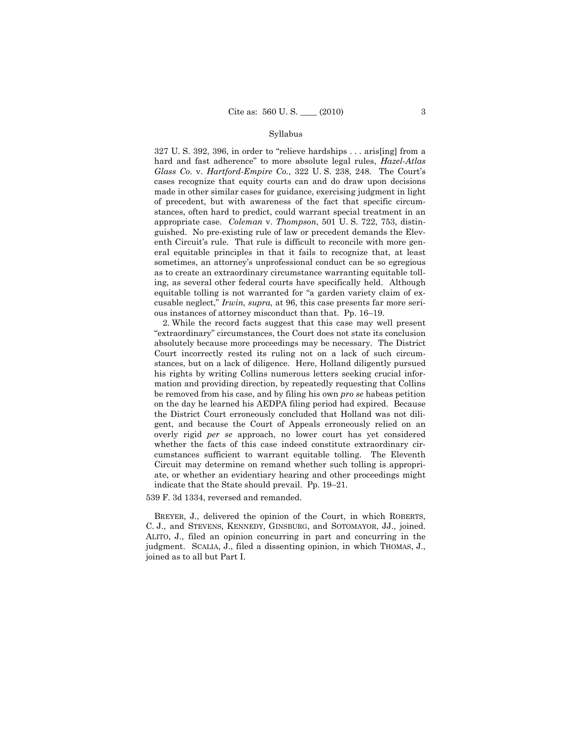327 U. S. 392, 396, in order to "relieve hardships . . . aris[ing] from a hard and fast adherence" to more absolute legal rules, *Hazel-Atlas Glass Co.* v. *Hartford-Empire Co.*, 322 U. S. 238, 248. The Court's cases recognize that equity courts can and do draw upon decisions made in other similar cases for guidance, exercising judgment in light of precedent, but with awareness of the fact that specific circumstances, often hard to predict, could warrant special treatment in an appropriate case. *Coleman* v. *Thompson*, 501 U. S. 722, 753, distinguished. No pre-existing rule of law or precedent demands the Eleventh Circuit's rule. That rule is difficult to reconcile with more general equitable principles in that it fails to recognize that, at least sometimes, an attorney's unprofessional conduct can be so egregious as to create an extraordinary circumstance warranting equitable tolling, as several other federal courts have specifically held. Although equitable tolling is not warranted for "a garden variety claim of excusable neglect," *Irwin, supra,* at 96, this case presents far more serious instances of attorney misconduct than that. Pp. 16–19.

2. While the record facts suggest that this case may well present "extraordinary" circumstances, the Court does not state its conclusion absolutely because more proceedings may be necessary. The District Court incorrectly rested its ruling not on a lack of such circumstances, but on a lack of diligence. Here, Holland diligently pursued his rights by writing Collins numerous letters seeking crucial information and providing direction, by repeatedly requesting that Collins be removed from his case, and by filing his own *pro se* habeas petition on the day he learned his AEDPA filing period had expired. Because the District Court erroneously concluded that Holland was not diligent, and because the Court of Appeals erroneously relied on an overly rigid *per se* approach, no lower court has yet considered whether the facts of this case indeed constitute extraordinary circumstances sufficient to warrant equitable tolling. The Eleventh Circuit may determine on remand whether such tolling is appropriate, or whether an evidentiary hearing and other proceedings might indicate that the State should prevail. Pp. 19–21.

539 F. 3d 1334, reversed and remanded.

BREYER, J., delivered the opinion of the Court, in which ROBERTS, C. J., and STEVENS, KENNEDY, GINSBURG, and SOTOMAYOR, JJ., joined. ALITO, J., filed an opinion concurring in part and concurring in the judgment. SCALIA, J., filed a dissenting opinion, in which THOMAS, J., joined as to all but Part I.